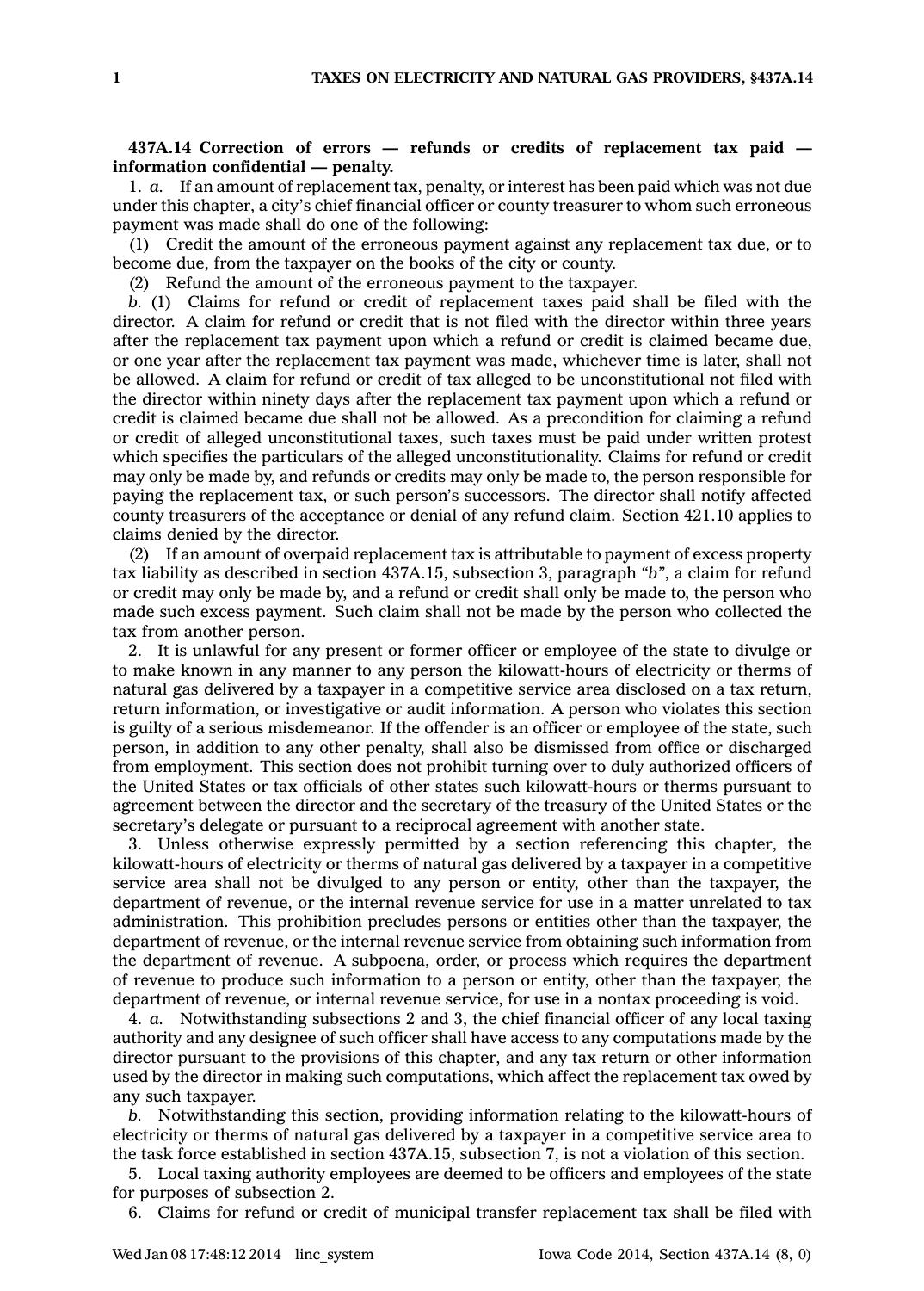**437A.14 Correction of errors — refunds or credits of replacement tax paid — information confidential — penalty.**

1. *a.* If an amount of replacement tax, penalty, or interest has been paid which was not due under this chapter, a city's chief financial officer or county treasurer to whom such erroneous payment was made shall do one of the following:

(1) Credit the amount of the erroneous payment against any replacement tax due, or to become due, from the taxpayer on the books of the city or county.

(2) Refund the amount of the erroneous payment to the taxpayer.

*b.* (1) Claims for refund or credit of replacement taxes paid shall be filed with the director. A claim for refund or credit that is not filed with the director within three years after the replacement tax payment upon which a refund or credit is claimed became due, or one year after the replacement tax payment was made, whichever time is later, shall not be allowed. A claim for refund or credit of tax alleged to be unconstitutional not filed with the director within ninety days after the replacement tax payment upon which a refund or credit is claimed became due shall not be allowed. As a precondition for claiming a refund or credit of alleged unconstitutional taxes, such taxes must be paid under written protest which specifies the particulars of the alleged unconstitutionality. Claims for refund or credit may only be made by, and refunds or credits may only be made to, the person responsible for paying the replacement tax, or such person's successors. The director shall notify affected county treasurers of the acceptance or denial of any refund claim. Section 421.10 applies to claims denied by the director.

(2) If an amount of overpaid replacement tax is attributable to payment of excess property tax liability as described in section 437A.15, subsection 3, paragraph *"b"*, a claim for refund or credit may only be made by, and a refund or credit shall only be made to, the person who made such excess payment. Such claim shall not be made by the person who collected the tax from another person.

2. It is unlawful for any present or former officer or employee of the state to divulge or to make known in any manner to any person the kilowatt-hours of electricity or therms of natural gas delivered by a taxpayer in a competitive service area disclosed on a tax return, return information, or investigative or audit information. A person who violates this section is guilty of a serious misdemeanor. If the offender is an officer or employee of the state, such person, in addition to any other penalty, shall also be dismissed from office or discharged from employment. This section does not prohibit turning over to duly authorized officers of the United States or tax officials of other states such kilowatt-hours or therms pursuant to agreement between the director and the secretary of the treasury of the United States or the secretary's delegate or pursuant to a reciprocal agreement with another state.

3. Unless otherwise expressly permitted by a section referencing this chapter, the kilowatt-hours of electricity or therms of natural gas delivered by a taxpayer in a competitive service area shall not be divulged to any person or entity, other than the taxpayer, the department of revenue, or the internal revenue service for use in a matter unrelated to tax administration. This prohibition precludes persons or entities other than the taxpayer, the department of revenue, or the internal revenue service from obtaining such information from the department of revenue. A subpoena, order, or process which requires the department of revenue to produce such information to a person or entity, other than the taxpayer, the department of revenue, or internal revenue service, for use in a nontax proceeding is void.

4. *a.* Notwithstanding subsections 2 and 3, the chief financial officer of any local taxing authority and any designee of such officer shall have access to any computations made by the director pursuant to the provisions of this chapter, and any tax return or other information used by the director in making such computations, which affect the replacement tax owed by any such taxpayer.

*b.* Notwithstanding this section, providing information relating to the kilowatt-hours of electricity or therms of natural gas delivered by a taxpayer in a competitive service area to the task force established in section 437A.15, subsection 7, is not a violation of this section.

5. Local taxing authority employees are deemed to be officers and employees of the state for purposes of subsection 2.

6. Claims for refund or credit of municipal transfer replacement tax shall be filed with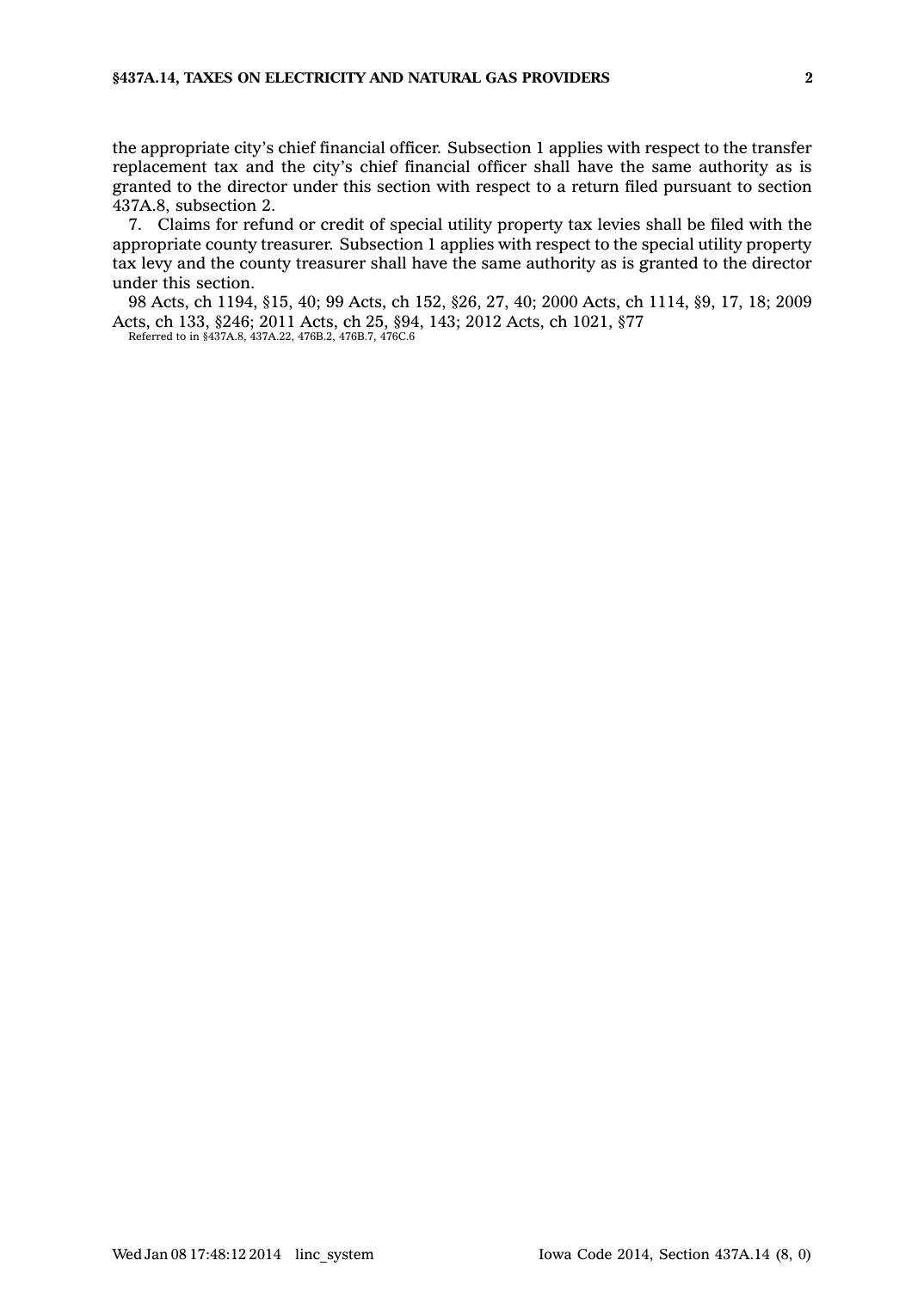the appropriate city's chief financial officer. Subsection 1 applies with respect to the transfer replacement tax and the city's chief financial officer shall have the same authority as is granted to the director under this section with respect to a return filed pursuant to section 437A.8, subsection 2.

7. Claims for refund or credit of special utility property tax levies shall be filed with the appropriate county treasurer. Subsection 1 applies with respect to the special utility property tax levy and the county treasurer shall have the same authority as is granted to the director under this section.

98 Acts, ch 1194, §15, 40; 99 Acts, ch 152, §26, 27, 40; 2000 Acts, ch 1114, §9, 17, 18; 2009 Acts, ch 133, §246; 2011 Acts, ch 25, §94, 143; 2012 Acts, ch 1021, §77

Referred to in §437A.8, 437A.22, 476B.2, 476B.7, 476C.6